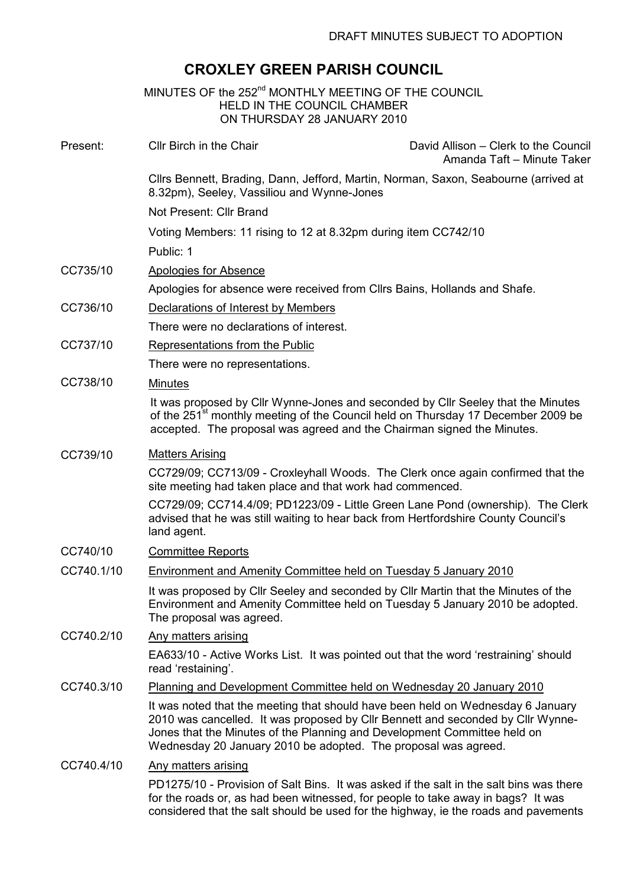DRAFT MINUTES SUBJECT TO ADOPTION

# CROXLEY GREEN PARISH COUNCIL

MINUTES OF the 252nd MONTHLY MEETING OF THE COUNCIL
HELD IN THE COUNCIL CHAMBER
ON THURSDAY 28 JANUARY 2010

Present: Cllr Birch in the Chair — David Allison – Clerk to the Council; Amanda Taft – Minute Taker

Cllrs Bennett, Brading, Dann, Jefford, Martin, Norman, Saxon, Seabourne (arrived at 8.32pm), Seeley, Vassiliou and Wynne-Jones

Not Present: Cllr Brand

Voting Members: 11 rising to 12 at 8.32pm during item CC742/10

Public: 1

**CC735/10 Apologies for Absence**

Apologies for absence were received from Cllrs Bains, Hollands and Shafe.

**CC736/10 Declarations of Interest by Members**

There were no declarations of interest.

**CC737/10 Representations from the Public**

There were no representations.

**CC738/10 Minutes**

It was proposed by Cllr Wynne-Jones and seconded by Cllr Seeley that the Minutes of the 251st monthly meeting of the Council held on Thursday 17 December 2009 be accepted. The proposal was agreed and the Chairman signed the Minutes.

**CC739/10 Matters Arising**

CC729/09; CC713/09 - Croxleyhall Woods. The Clerk once again confirmed that the site meeting had taken place and that work had commenced.

CC729/09; CC714.4/09; PD1223/09 - Little Green Lane Pond (ownership). The Clerk advised that he was still waiting to hear back from Hertfordshire County Council's land agent.

**CC740/10 Committee Reports**

**CC740.1/10 Environment and Amenity Committee held on Tuesday 5 January 2010**

It was proposed by Cllr Seeley and seconded by Cllr Martin that the Minutes of the Environment and Amenity Committee held on Tuesday 5 January 2010 be adopted. The proposal was agreed.

**CC740.2/10 Any matters arising**

EA633/10 - Active Works List. It was pointed out that the word 'restraining' should read 'restaining'.

**CC740.3/10 Planning and Development Committee held on Wednesday 20 January 2010**

It was noted that the meeting that should have been held on Wednesday 6 January 2010 was cancelled. It was proposed by Cllr Bennett and seconded by Cllr Wynne-Jones that the Minutes of the Planning and Development Committee held on Wednesday 20 January 2010 be adopted. The proposal was agreed.

**CC740.4/10 Any matters arising**

PD1275/10 - Provision of Salt Bins. It was asked if the salt in the salt bins was there for the roads or, as had been witnessed, for people to take away in bags? It was considered that the salt should be used for the highway, ie the roads and pavements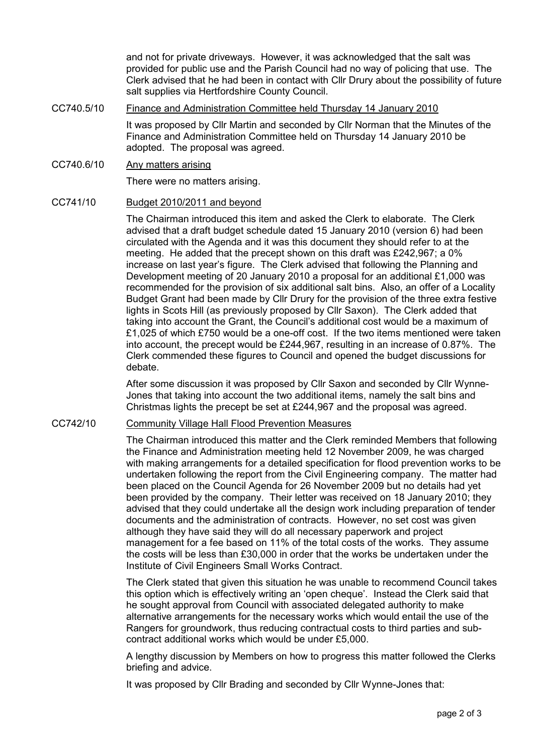and not for private driveways. However, it was acknowledged that the salt was provided for public use and the Parish Council had no way of policing that use. The Clerk advised that he had been in contact with Cllr Drury about the possibility of future salt supplies via Hertfordshire County Council.

CC740.5/10 Finance and Administration Committee held Thursday 14 January 2010

It was proposed by Cllr Martin and seconded by Cllr Norman that the Minutes of the Finance and Administration Committee held on Thursday 14 January 2010 be adopted. The proposal was agreed.

CC740.6/10 Any matters arising

There were no matters arising.

CC741/10 Budget 2010/2011 and beyond

The Chairman introduced this item and asked the Clerk to elaborate. The Clerk advised that a draft budget schedule dated 15 January 2010 (version 6) had been circulated with the Agenda and it was this document they should refer to at the meeting. He added that the precept shown on this draft was £242,967; a 0% increase on last year's figure. The Clerk advised that following the Planning and Development meeting of 20 January 2010 a proposal for an additional £1,000 was recommended for the provision of six additional salt bins. Also, an offer of a Locality Budget Grant had been made by Cllr Drury for the provision of the three extra festive lights in Scots Hill (as previously proposed by Cllr Saxon). The Clerk added that taking into account the Grant, the Council's additional cost would be a maximum of £1,025 of which £750 would be a one-off cost. If the two items mentioned were taken into account, the precept would be £244,967, resulting in an increase of 0.87%. The Clerk commended these figures to Council and opened the budget discussions for debate.

After some discussion it was proposed by Cllr Saxon and seconded by Cllr Wynne-Jones that taking into account the two additional items, namely the salt bins and Christmas lights the precept be set at £244,967 and the proposal was agreed.

CC742/10 Community Village Hall Flood Prevention Measures

The Chairman introduced this matter and the Clerk reminded Members that following the Finance and Administration meeting held 12 November 2009, he was charged with making arrangements for a detailed specification for flood prevention works to be undertaken following the report from the Civil Engineering company. The matter had been placed on the Council Agenda for 26 November 2009 but no details had yet been provided by the company. Their letter was received on 18 January 2010; they advised that they could undertake all the design work including preparation of tender documents and the administration of contracts. However, no set cost was given although they have said they will do all necessary paperwork and project management for a fee based on 11% of the total costs of the works. They assume the costs will be less than £30,000 in order that the works be undertaken under the Institute of Civil Engineers Small Works Contract.

The Clerk stated that given this situation he was unable to recommend Council takes this option which is effectively writing an 'open cheque'. Instead the Clerk said that he sought approval from Council with associated delegated authority to make alternative arrangements for the necessary works which would entail the use of the Rangers for groundwork, thus reducing contractual costs to third parties and sub-contract additional works which would be under £5,000.

A lengthy discussion by Members on how to progress this matter followed the Clerks briefing and advice.

It was proposed by Cllr Brading and seconded by Cllr Wynne-Jones that: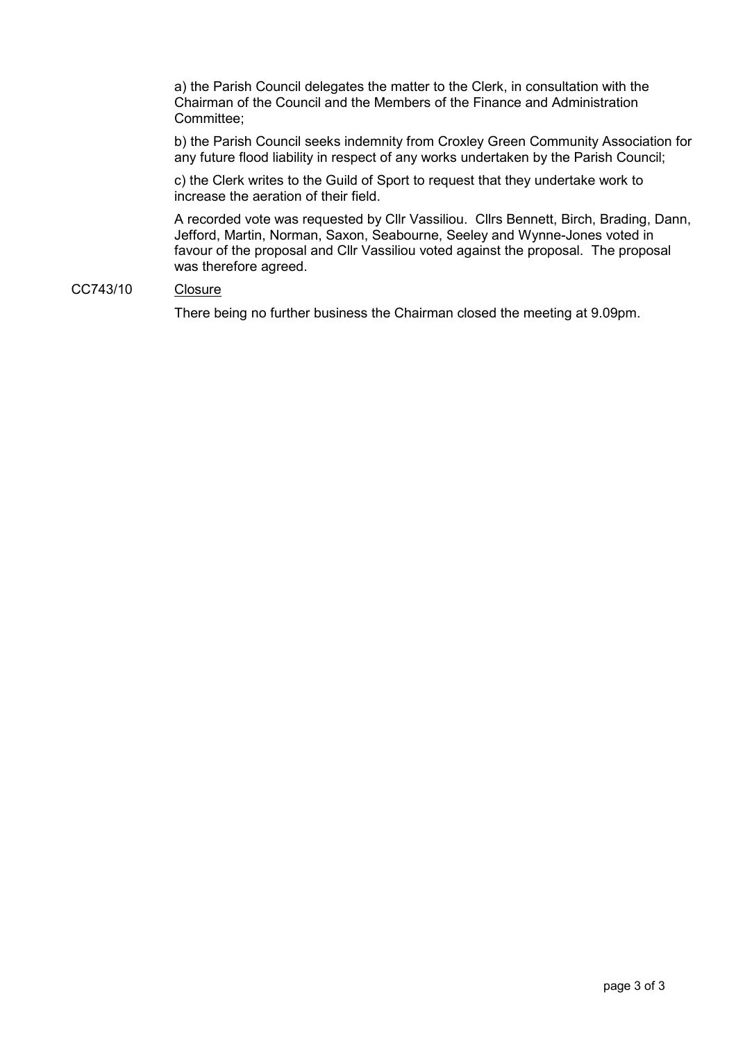a) the Parish Council delegates the matter to the Clerk, in consultation with the Chairman of the Council and the Members of the Finance and Administration Committee;

b) the Parish Council seeks indemnity from Croxley Green Community Association for any future flood liability in respect of any works undertaken by the Parish Council;

c) the Clerk writes to the Guild of Sport to request that they undertake work to increase the aeration of their field.

A recorded vote was requested by Cllr Vassiliou. Cllrs Bennett, Birch, Brading, Dann, Jefford, Martin, Norman, Saxon, Seabourne, Seeley and Wynne-Jones voted in favour of the proposal and Cllr Vassiliou voted against the proposal. The proposal was therefore agreed.

CC743/10 Closure

There being no further business the Chairman closed the meeting at 9.09pm.